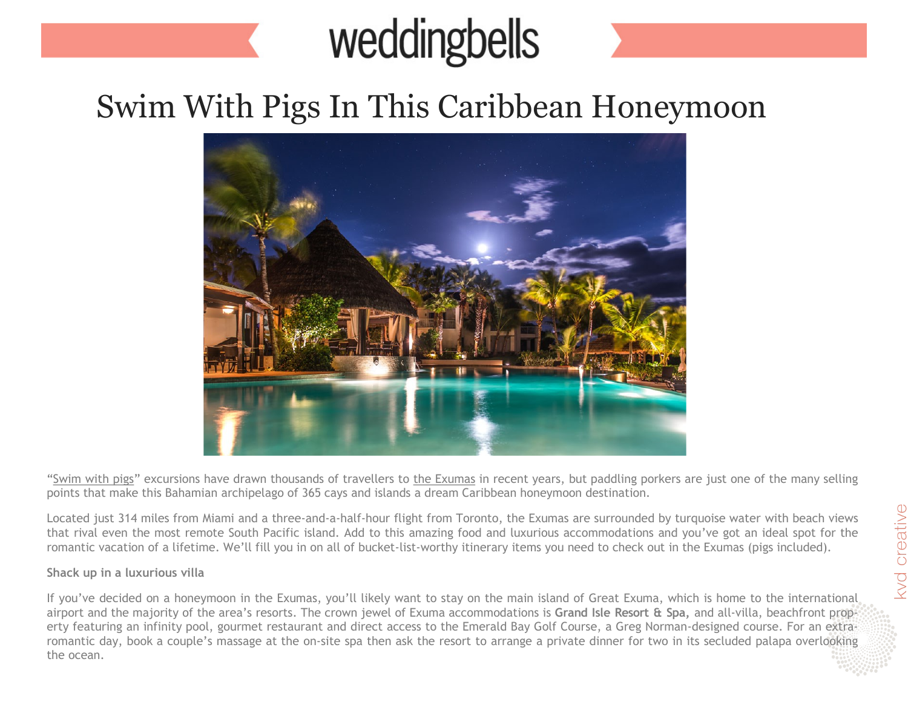# Swim With Pigs In This Caribbean Honeymoon

"Swim with pigs" excursions have drawn thousands of travellers to the Exumas in recent years, but paddling porkers are just one of the many selling points that make this Bahamian archipelago of 365 cays and islands a dream Caribbean honeymoon destination.

Located just 314 miles from Miami and a three-and-a-half-hour flight from Toronto, the Exumas are surrounded by turquoise water with beach views that rival even the most remote South Pacific island. Add to this amazing food and luxurious accommodations and you've got an ideal spot for the romantic vacation of a lifetime. We'll fill you in on all of bucket-list-worthy itinerary items you need to check out in the Exumas (pigs included).

**Shack up in a luxurious villa**

If you've decided on a honeymoon in the Exumas, you'll likely want to stay on the main island of Great Exuma, which is home to the international airport and the majority of the area's resorts. The crown jewel of Exuma accommodations is **Grand Isle Resort & Spa,** and all-villa, beachfront property featuring an infinity pool, gourmet restaurant and direct access to the Emerald Bay Golf Course, a Greg Norman-designed course. For an extra-romantic day, book a couple's massage at the on-site spa then ask the resort to arrange a private dinner for two in its secluded palapa overlooking the ocean.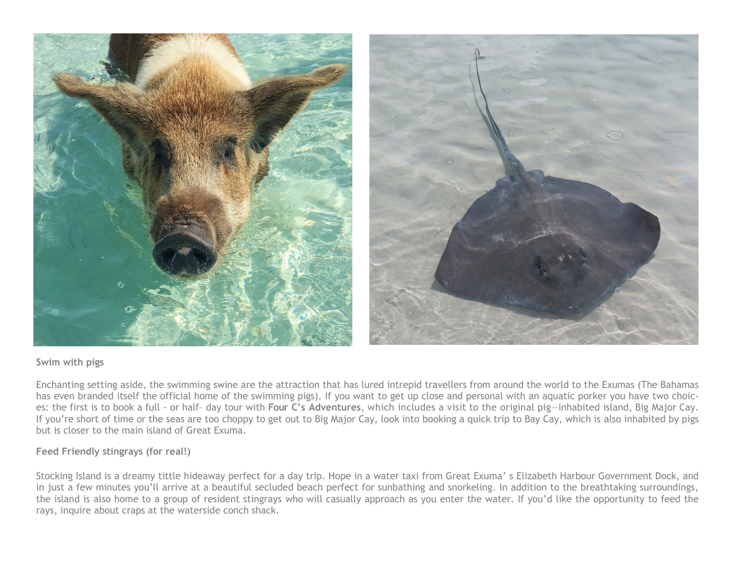**Swim with pigs**

Enchanting setting aside, the swimming swine are the attraction that has lured intrepid travellers from around the world to the Exumas (The Bahamas has even branded itself the official home of the swimming pigs). If you want to get up close and personal with an aquatic porker you have two choices: the first is to book a full - or half– day tour with **Four C's Adventures**, which includes a visit to the original pig—inhabited island, Big Major Cay. If you're short of time or the seas are too choppy to get out to Big Major Cay, look into booking a quick trip to Bay Cay, which is also inhabited by pigs but is closer to the main island of Great Exuma.

**Feed Friendly stingrays (for real!)**

Stocking Island is a dreamy tittle hideaway perfect for a day trip. Hope in a water taxi from Great Exuma' s Elizabeth Harbour Government Dock, and in just a few minutes you'll arrive at a beautiful secluded beach perfect for sunbathing and snorkeling. In addition to the breathtaking surroundings, the island is also home to a group of resident stingrays who will casually approach as you enter the water. If you'd like the opportunity to feed the rays, inquire about craps at the waterside conch shack.